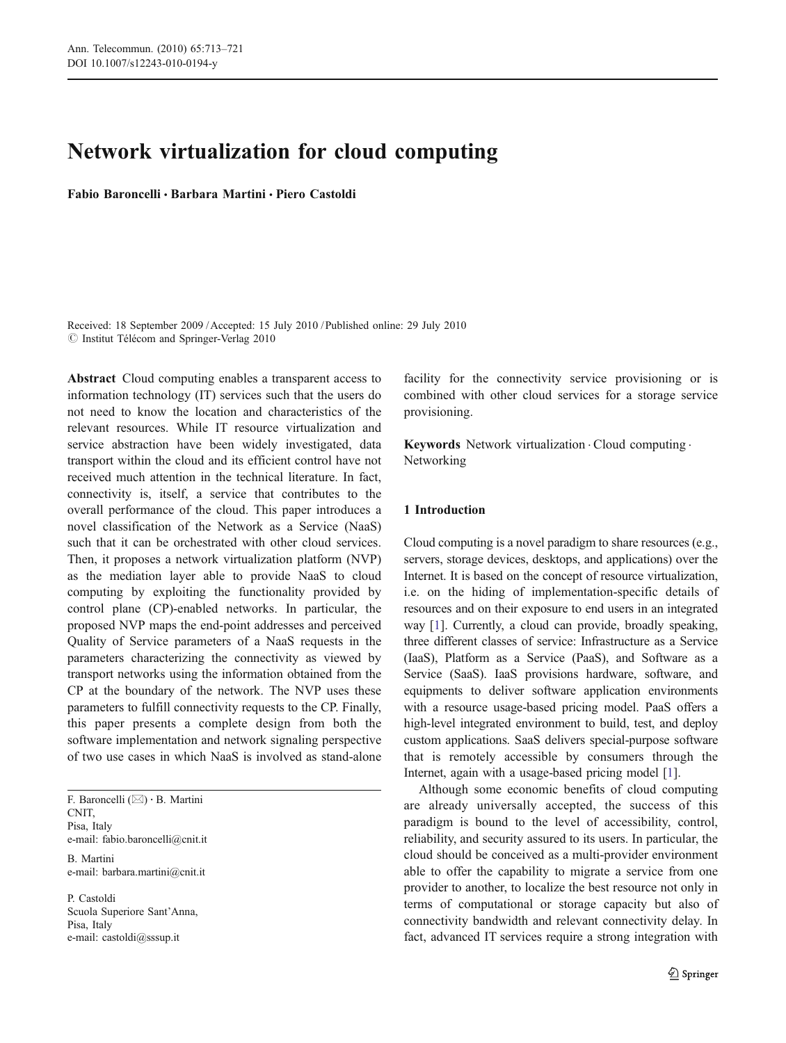# Network virtualization for cloud computing

**Fabio Baroncelli · Barbara Martini · Piero Castoldi**

Received: 18 September 2009 / Accepted: 15 July 2010 / Published online: 29 July 2010
© Institut Télécom and Springer-Verlag 2010

**Abstract** Cloud computing enables a transparent access to information technology (IT) services such that the users do not need to know the location and characteristics of the relevant resources. While IT resource virtualization and service abstraction have been widely investigated, data transport within the cloud and its efficient control have not received much attention in the technical literature. In fact, connectivity is, itself, a service that contributes to the overall performance of the cloud. This paper introduces a novel classification of the Network as a Service (NaaS) such that it can be orchestrated with other cloud services. Then, it proposes a network virtualization platform (NVP) as the mediation layer able to provide NaaS to cloud computing by exploiting the functionality provided by control plane (CP)-enabled networks. In particular, the proposed NVP maps the end-point addresses and perceived Quality of Service parameters of a NaaS requests in the parameters characterizing the connectivity as viewed by transport networks using the information obtained from the CP at the boundary of the network. The NVP uses these parameters to fulfill connectivity requests to the CP. Finally, this paper presents a complete design from both the software implementation and network signaling perspective of two use cases in which NaaS is involved as stand-alone facility for the connectivity service provisioning or is combined with other cloud services for a storage service provisioning.

**Keywords** Network virtualization · Cloud computing · Networking

F. Baroncelli (✉) · B. Martini
CNIT,
Pisa, Italy
e-mail: fabio.baroncelli@cnit.it

B. Martini
e-mail: barbara.martini@cnit.it

P. Castoldi
Scuola Superiore Sant'Anna,
Pisa, Italy
e-mail: castoldi@sssup.it

## 1 Introduction

Cloud computing is a novel paradigm to share resources (e.g., servers, storage devices, desktops, and applications) over the Internet. It is based on the concept of resource virtualization, i.e. on the hiding of implementation-specific details of resources and on their exposure to end users in an integrated way [1]. Currently, a cloud can provide, broadly speaking, three different classes of service: Infrastructure as a Service (IaaS), Platform as a Service (PaaS), and Software as a Service (SaaS). IaaS provisions hardware, software, and equipments to deliver software application environments with a resource usage-based pricing model. PaaS offers a high-level integrated environment to build, test, and deploy custom applications. SaaS delivers special-purpose software that is remotely accessible by consumers through the Internet, again with a usage-based pricing model [1].

Although some economic benefits of cloud computing are already universally accepted, the success of this paradigm is bound to the level of accessibility, control, reliability, and security assured to its users. In particular, the cloud should be conceived as a multi-provider environment able to offer the capability to migrate a service from one provider to another, to localize the best resource not only in terms of computational or storage capacity but also of connectivity bandwidth and relevant connectivity delay. In fact, advanced IT services require a strong integration with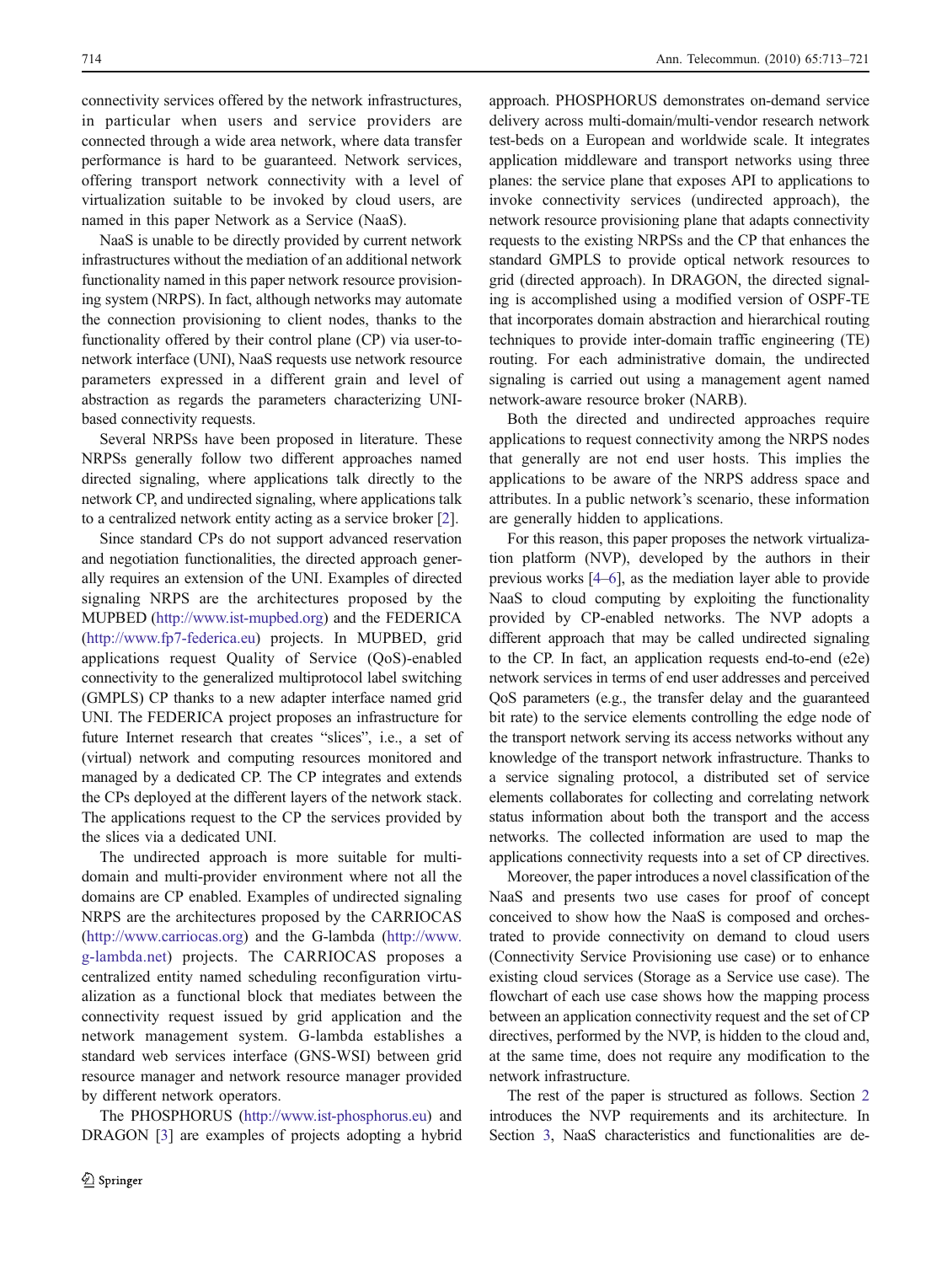connectivity services offered by the network infrastructures, in particular when users and service providers are connected through a wide area network, where data transfer performance is hard to be guaranteed. Network services, offering transport network connectivity with a level of virtualization suitable to be invoked by cloud users, are named in this paper Network as a Service (NaaS).

NaaS is unable to be directly provided by current network infrastructures without the mediation of an additional network functionality named in this paper network resource provisioning system (NRPS). In fact, although networks may automate the connection provisioning to client nodes, thanks to the functionality offered by their control plane (CP) via user-to-network interface (UNI), NaaS requests use network resource parameters expressed in a different grain and level of abstraction as regards the parameters characterizing UNI-based connectivity requests.

Several NRPSs have been proposed in literature. These NRPSs generally follow two different approaches named directed signaling, where applications talk directly to the network CP, and undirected signaling, where applications talk to a centralized network entity acting as a service broker [2].

Since standard CPs do not support advanced reservation and negotiation functionalities, the directed approach generally requires an extension of the UNI. Examples of directed signaling NRPS are the architectures proposed by the MUPBED (http://www.ist-mupbed.org) and the FEDERICA (http://www.fp7-federica.eu) projects. In MUPBED, grid applications request Quality of Service (QoS)-enabled connectivity to the generalized multiprotocol label switching (GMPLS) CP thanks to a new adapter interface named grid UNI. The FEDERICA project proposes an infrastructure for future Internet research that creates "slices", i.e., a set of (virtual) network and computing resources monitored and managed by a dedicated CP. The CP integrates and extends the CPs deployed at the different layers of the network stack. The applications request to the CP the services provided by the slices via a dedicated UNI.

The undirected approach is more suitable for multi-domain and multi-provider environment where not all the domains are CP enabled. Examples of undirected signaling NRPS are the architectures proposed by the CARRIOCAS (http://www.carriocas.org) and the G-lambda (http://www.g-lambda.net) projects. The CARRIOCAS proposes a centralized entity named scheduling reconfiguration virtualization as a functional block that mediates between the connectivity request issued by grid application and the network management system. G-lambda establishes a standard web services interface (GNS-WSI) between grid resource manager and network resource manager provided by different network operators.

The PHOSPHORUS (http://www.ist-phosphorus.eu) and DRAGON [3] are examples of projects adopting a hybrid approach. PHOSPHORUS demonstrates on-demand service delivery across multi-domain/multi-vendor research network test-beds on a European and worldwide scale. It integrates application middleware and transport networks using three planes: the service plane that exposes API to applications to invoke connectivity services (undirected approach), the network resource provisioning plane that adapts connectivity requests to the existing NRPSs and the CP that enhances the standard GMPLS to provide optical network resources to grid (directed approach). In DRAGON, the directed signaling is accomplished using a modified version of OSPF-TE that incorporates domain abstraction and hierarchical routing techniques to provide inter-domain traffic engineering (TE) routing. For each administrative domain, the undirected signaling is carried out using a management agent named network-aware resource broker (NARB).

Both the directed and undirected approaches require applications to request connectivity among the NRPS nodes that generally are not end user hosts. This implies the applications to be aware of the NRPS address space and attributes. In a public network's scenario, these information are generally hidden to applications.

For this reason, this paper proposes the network virtualization platform (NVP), developed by the authors in their previous works [4–6], as the mediation layer able to provide NaaS to cloud computing by exploiting the functionality provided by CP-enabled networks. The NVP adopts a different approach that may be called undirected signaling to the CP. In fact, an application requests end-to-end (e2e) network services in terms of end user addresses and perceived QoS parameters (e.g., the transfer delay and the guaranteed bit rate) to the service elements controlling the edge node of the transport network serving its access networks without any knowledge of the transport network infrastructure. Thanks to a service signaling protocol, a distributed set of service elements collaborates for collecting and correlating network status information about both the transport and the access networks. The collected information are used to map the applications connectivity requests into a set of CP directives.

Moreover, the paper introduces a novel classification of the NaaS and presents two use cases for proof of concept conceived to show how the NaaS is composed and orchestrated to provide connectivity on demand to cloud users (Connectivity Service Provisioning use case) or to enhance existing cloud services (Storage as a Service use case). The flowchart of each use case shows how the mapping process between an application connectivity request and the set of CP directives, performed by the NVP, is hidden to the cloud and, at the same time, does not require any modification to the network infrastructure.

The rest of the paper is structured as follows. Section 2 introduces the NVP requirements and its architecture. In Section 3, NaaS characteristics and functionalities are de-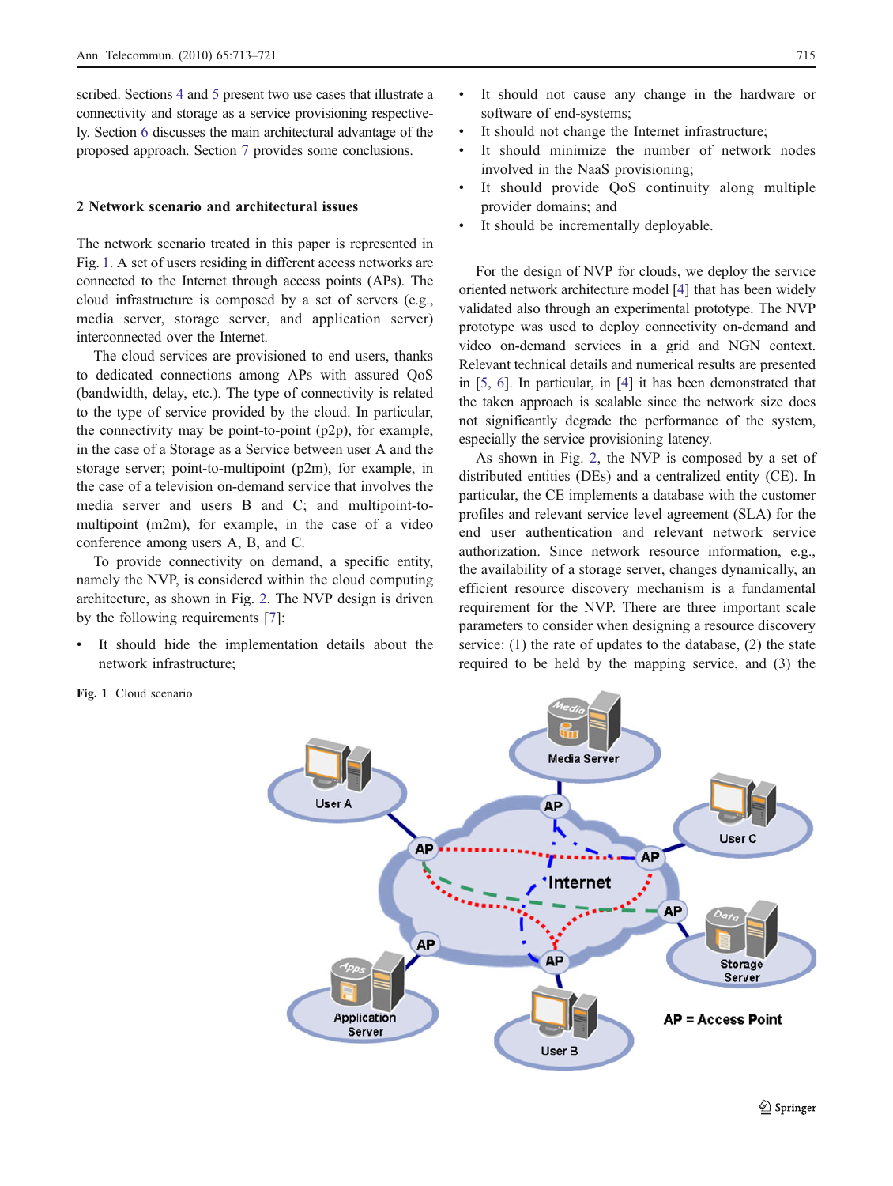scribed. Sections 4 and 5 present two use cases that illustrate a connectivity and storage as a service provisioning respectively. Section 6 discusses the main architectural advantage of the proposed approach. Section 7 provides some conclusions.

## 2 Network scenario and architectural issues

The network scenario treated in this paper is represented in Fig. 1. A set of users residing in different access networks are connected to the Internet through access points (APs). The cloud infrastructure is composed by a set of servers (e.g., media server, storage server, and application server) interconnected over the Internet.

The cloud services are provisioned to end users, thanks to dedicated connections among APs with assured QoS (bandwidth, delay, etc.). The type of connectivity is related to the type of service provided by the cloud. In particular, the connectivity may be point-to-point (p2p), for example, in the case of a Storage as a Service between user A and the storage server; point-to-multipoint (p2m), for example, in the case of a television on-demand service that involves the media server and users B and C; and multipoint-to-multipoint (m2m), for example, in the case of a video conference among users A, B, and C.

To provide connectivity on demand, a specific entity, namely the NVP, is considered within the cloud computing architecture, as shown in Fig. 2. The NVP design is driven by the following requirements [7]:

- It should hide the implementation details about the network infrastructure;
- It should not cause any change in the hardware or software of end-systems;
- It should not change the Internet infrastructure;
- It should minimize the number of network nodes involved in the NaaS provisioning;
- It should provide QoS continuity along multiple provider domains; and
- It should be incrementally deployable.

For the design of NVP for clouds, we deploy the service oriented network architecture model [4] that has been widely validated also through an experimental prototype. The NVP prototype was used to deploy connectivity on-demand and video on-demand services in a grid and NGN context. Relevant technical details and numerical results are presented in [5, 6]. In particular, in [4] it has been demonstrated that the taken approach is scalable since the network size does not significantly degrade the performance of the system, especially the service provisioning latency.

As shown in Fig. 2, the NVP is composed by a set of distributed entities (DEs) and a centralized entity (CE). In particular, the CE implements a database with the customer profiles and relevant service level agreement (SLA) for the end user authentication and relevant network service authorization. Since network resource information, e.g., the availability of a storage server, changes dynamically, an efficient resource discovery mechanism is a fundamental requirement for the NVP. There are three important scale parameters to consider when designing a resource discovery service: (1) the rate of updates to the database, (2) the state required to be held by the mapping service, and (3) the

**Fig. 1** Cloud scenario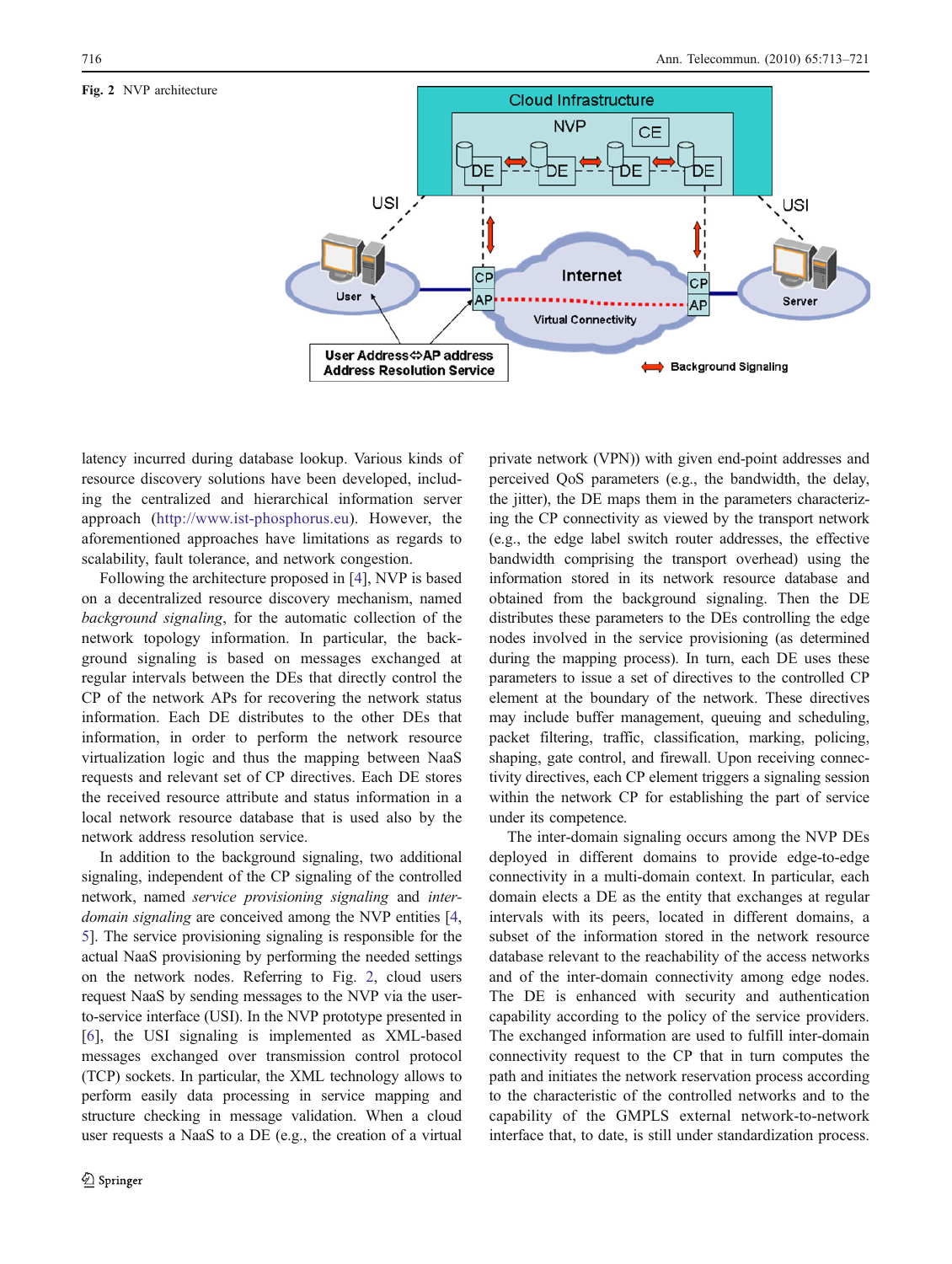Fig. 2 NVP architecture

latency incurred during database lookup. Various kinds of resource discovery solutions have been developed, including the centralized and hierarchical information server approach (http://www.ist-phosphorus.eu). However, the aforementioned approaches have limitations as regards to scalability, fault tolerance, and network congestion.

Following the architecture proposed in [4], NVP is based on a decentralized resource discovery mechanism, named *background signaling*, for the automatic collection of the network topology information. In particular, the background signaling is based on messages exchanged at regular intervals between the DEs that directly control the CP of the network APs for recovering the network status information. Each DE distributes to the other DEs that information, in order to perform the network resource virtualization logic and thus the mapping between NaaS requests and relevant set of CP directives. Each DE stores the received resource attribute and status information in a local network resource database that is used also by the network address resolution service.

In addition to the background signaling, two additional signaling, independent of the CP signaling of the controlled network, named *service provisioning signaling* and *inter-domain signaling* are conceived among the NVP entities [4, 5]. The service provisioning signaling is responsible for the actual NaaS provisioning by performing the needed settings on the network nodes. Referring to Fig. 2, cloud users request NaaS by sending messages to the NVP via the user-to-service interface (USI). In the NVP prototype presented in [6], the USI signaling is implemented as XML-based messages exchanged over transmission control protocol (TCP) sockets. In particular, the XML technology allows to perform easily data processing in service mapping and structure checking in message validation. When a cloud user requests a NaaS to a DE (e.g., the creation of a virtual private network (VPN)) with given end-point addresses and perceived QoS parameters (e.g., the bandwidth, the delay, the jitter), the DE maps them in the parameters characterizing the CP connectivity as viewed by the transport network (e.g., the edge label switch router addresses, the effective bandwidth comprising the transport overhead) using the information stored in its network resource database and obtained from the background signaling. Then the DE distributes these parameters to the DEs controlling the edge nodes involved in the service provisioning (as determined during the mapping process). In turn, each DE uses these parameters to issue a set of directives to the controlled CP element at the boundary of the network. These directives may include buffer management, queuing and scheduling, packet filtering, traffic, classification, marking, policing, shaping, gate control, and firewall. Upon receiving connectivity directives, each CP element triggers a signaling session within the network CP for establishing the part of service under its competence.

The inter-domain signaling occurs among the NVP DEs deployed in different domains to provide edge-to-edge connectivity in a multi-domain context. In particular, each domain elects a DE as the entity that exchanges at regular intervals with its peers, located in different domains, a subset of the information stored in the network resource database relevant to the reachability of the access networks and of the inter-domain connectivity among edge nodes. The DE is enhanced with security and authentication capability according to the policy of the service providers. The exchanged information are used to fulfill inter-domain connectivity request to the CP that in turn computes the path and initiates the network reservation process according to the characteristic of the controlled networks and to the capability of the GMPLS external network-to-network interface that, to date, is still under standardization process.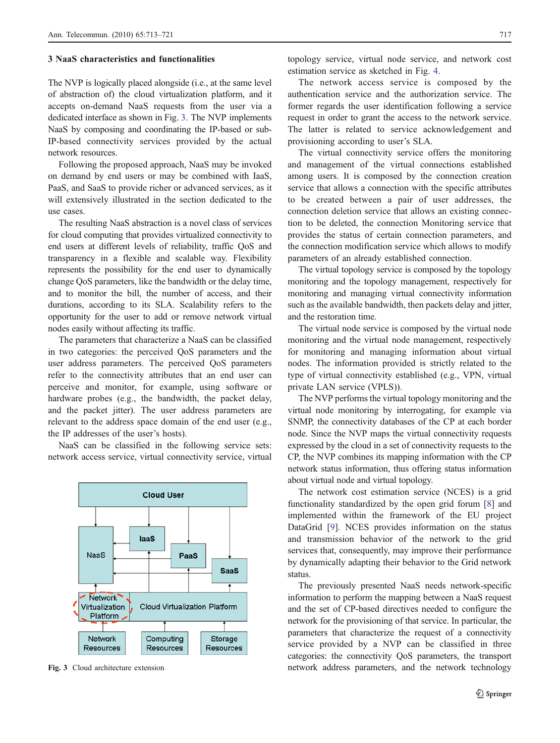### 3 NaaS characteristics and functionalities

The NVP is logically placed alongside (i.e., at the same level of abstraction of) the cloud virtualization platform, and it accepts on-demand NaaS requests from the user via a dedicated interface as shown in Fig. 3. The NVP implements NaaS by composing and coordinating the IP-based or sub-IP-based connectivity services provided by the actual network resources.

Following the proposed approach, NaaS may be invoked on demand by end users or may be combined with IaaS, PaaS, and SaaS to provide richer or advanced services, as it will extensively illustrated in the section dedicated to the use cases.

The resulting NaaS abstraction is a novel class of services for cloud computing that provides virtualized connectivity to end users at different levels of reliability, traffic QoS and transparency in a flexible and scalable way. Flexibility represents the possibility for the end user to dynamically change QoS parameters, like the bandwidth or the delay time, and to monitor the bill, the number of access, and their durations, according to its SLA. Scalability refers to the opportunity for the user to add or remove network virtual nodes easily without affecting its traffic.

The parameters that characterize a NaaS can be classified in two categories: the perceived QoS parameters and the user address parameters. The perceived QoS parameters refer to the connectivity attributes that an end user can perceive and monitor, for example, using software or hardware probes (e.g., the bandwidth, the packet delay, and the packet jitter). The user address parameters are relevant to the address space domain of the end user (e.g., the IP addresses of the user's hosts).

NaaS can be classified in the following service sets: network access service, virtual connectivity service, virtual topology service, virtual node service, and network cost estimation service as sketched in Fig. 4.

**Fig. 3** Cloud architecture extension

The network access service is composed by the authentication service and the authorization service. The former regards the user identification following a service request in order to grant the access to the network service. The latter is related to service acknowledgement and provisioning according to user's SLA.

The virtual connectivity service offers the monitoring and management of the virtual connections established among users. It is composed by the connection creation service that allows a connection with the specific attributes to be created between a pair of user addresses, the connection deletion service that allows an existing connection to be deleted, the connection Monitoring service that provides the status of certain connection parameters, and the connection modification service which allows to modify parameters of an already established connection.

The virtual topology service is composed by the topology monitoring and the topology management, respectively for monitoring and managing virtual connectivity information such as the available bandwidth, then packets delay and jitter, and the restoration time.

The virtual node service is composed by the virtual node monitoring and the virtual node management, respectively for monitoring and managing information about virtual nodes. The information provided is strictly related to the type of virtual connectivity established (e.g., VPN, virtual private LAN service (VPLS)).

The NVP performs the virtual topology monitoring and the virtual node monitoring by interrogating, for example via SNMP, the connectivity databases of the CP at each border node. Since the NVP maps the virtual connectivity requests expressed by the cloud in a set of connectivity requests to the CP, the NVP combines its mapping information with the CP network status information, thus offering status information about virtual node and virtual topology.

The network cost estimation service (NCES) is a grid functionality standardized by the open grid forum [8] and implemented within the framework of the EU project DataGrid [9]. NCES provides information on the status and transmission behavior of the network to the grid services that, consequently, may improve their performance by dynamically adapting their behavior to the Grid network status.

The previously presented NaaS needs network-specific information to perform the mapping between a NaaS request and the set of CP-based directives needed to configure the network for the provisioning of that service. In particular, the parameters that characterize the request of a connectivity service provided by a NVP can be classified in three categories: the connectivity QoS parameters, the transport network address parameters, and the network technology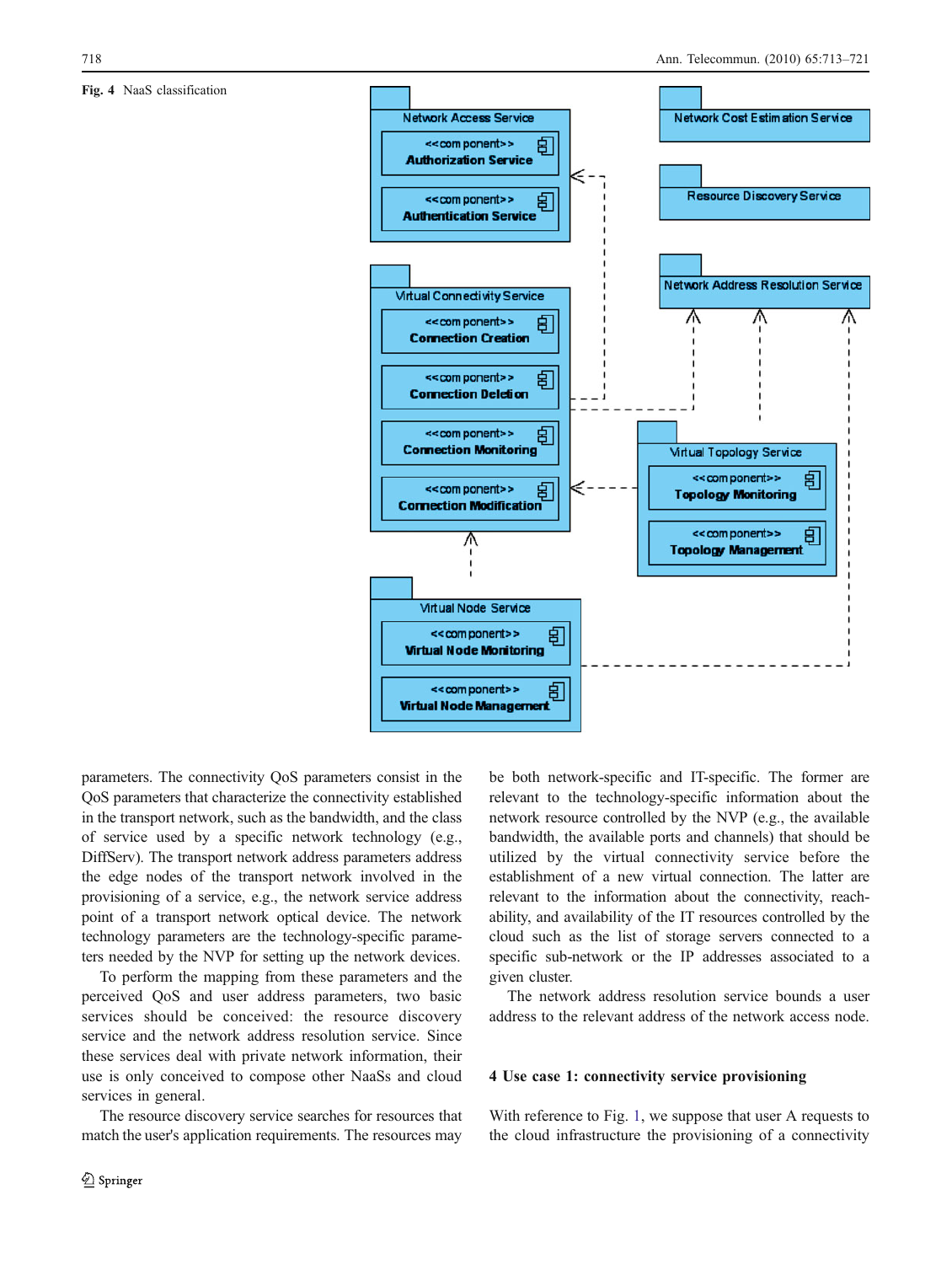**Fig. 4** NaaS classification

parameters. The connectivity QoS parameters consist in the QoS parameters that characterize the connectivity established in the transport network, such as the bandwidth, and the class of service used by a specific network technology (e.g., DiffServ). The transport network address parameters address the edge nodes of the transport network involved in the provisioning of a service, e.g., the network service address point of a transport network optical device. The network technology parameters are the technology-specific parameters needed by the NVP for setting up the network devices.

To perform the mapping from these parameters and the perceived QoS and user address parameters, two basic services should be conceived: the resource discovery service and the network address resolution service. Since these services deal with private network information, their use is only conceived to compose other NaaSs and cloud services in general.

The resource discovery service searches for resources that match the user's application requirements. The resources may be both network-specific and IT-specific. The former are relevant to the technology-specific information about the network resource controlled by the NVP (e.g., the available bandwidth, the available ports and channels) that should be utilized by the virtual connectivity service before the establishment of a new virtual connection. The latter are relevant to the information about the connectivity, reachability, and availability of the IT resources controlled by the cloud such as the list of storage servers connected to a specific sub-network or the IP addresses associated to a given cluster.

The network address resolution service bounds a user address to the relevant address of the network access node.

## 4 Use case 1: connectivity service provisioning

With reference to Fig. 1, we suppose that user A requests to the cloud infrastructure the provisioning of a connectivity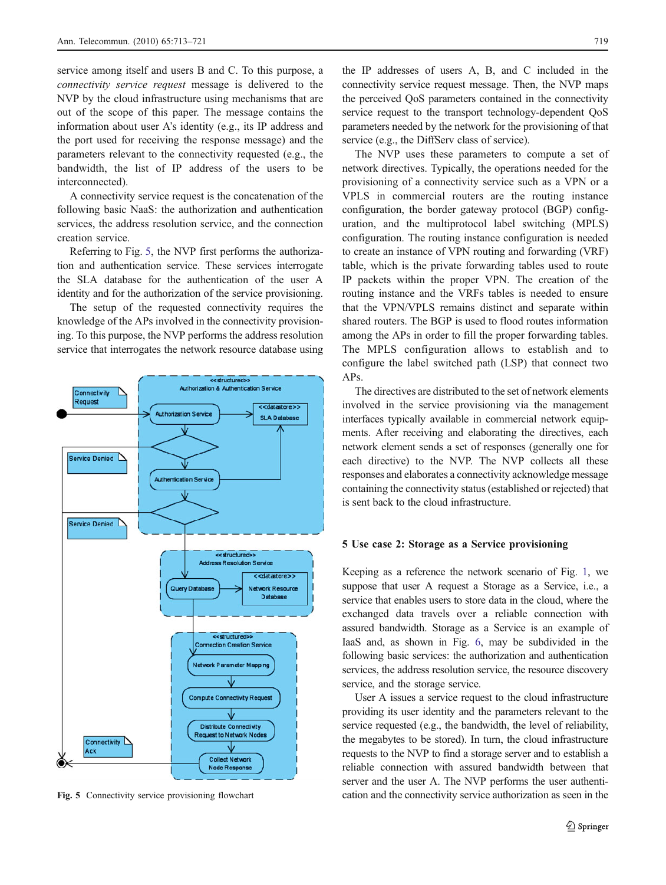service among itself and users B and C. To this purpose, a *connectivity service request* message is delivered to the NVP by the cloud infrastructure using mechanisms that are out of the scope of this paper. The message contains the information about user A's identity (e.g., its IP address and the port used for receiving the response message) and the parameters relevant to the connectivity requested (e.g., the bandwidth, the list of IP address of the users to be interconnected).

A connectivity service request is the concatenation of the following basic NaaS: the authorization and authentication services, the address resolution service, and the connection creation service.

Referring to Fig. 5, the NVP first performs the authorization and authentication service. These services interrogate the SLA database for the authentication of the user A identity and for the authorization of the service provisioning.

The setup of the requested connectivity requires the knowledge of the APs involved in the connectivity provisioning. To this purpose, the NVP performs the address resolution service that interrogates the network resource database using

Connectivity Request
<<structured>> Authorization & Authentication Service
Authorization Service
<<datastore>> SLA Database
Service Denied
Authentication Service
Service Denied
<<structured>> Address Resolution Service
Query Database
<<datastore>> Network Resource Database
<<structured>> Connection Creation Service
Network Parameter Mapping
Compute Connectivity Request
Distribute Connectivity Request to Network Nodes
Connectivity Ack
Collect Network Node Response

**Fig. 5** Connectivity service provisioning flowchart

the IP addresses of users A, B, and C included in the connectivity service request message. Then, the NVP maps the perceived QoS parameters contained in the connectivity service request to the transport technology-dependent QoS parameters needed by the network for the provisioning of that service (e.g., the DiffServ class of service).

The NVP uses these parameters to compute a set of network directives. Typically, the operations needed for the provisioning of a connectivity service such as a VPN or a VPLS in commercial routers are the routing instance configuration, the border gateway protocol (BGP) configuration, and the multiprotocol label switching (MPLS) configuration. The routing instance configuration is needed to create an instance of VPN routing and forwarding (VRF) table, which is the private forwarding tables used to route IP packets within the proper VPN. The creation of the routing instance and the VRFs tables is needed to ensure that the VPN/VPLS remains distinct and separate within shared routers. The BGP is used to flood routes information among the APs in order to fill the proper forwarding tables. The MPLS configuration allows to establish and to configure the label switched path (LSP) that connect two APs.

The directives are distributed to the set of network elements involved in the service provisioning via the management interfaces typically available in commercial network equipments. After receiving and elaborating the directives, each network element sends a set of responses (generally one for each directive) to the NVP. The NVP collects all these responses and elaborates a connectivity acknowledge message containing the connectivity status (established or rejected) that is sent back to the cloud infrastructure.

## 5 Use case 2: Storage as a Service provisioning

Keeping as a reference the network scenario of Fig. 1, we suppose that user A request a Storage as a Service, i.e., a service that enables users to store data in the cloud, where the exchanged data travels over a reliable connection with assured bandwidth. Storage as a Service is an example of IaaS and, as shown in Fig. 6, may be subdivided in the following basic services: the authorization and authentication services, the address resolution service, the resource discovery service, and the storage service.

User A issues a service request to the cloud infrastructure providing its user identity and the parameters relevant to the service requested (e.g., the bandwidth, the level of reliability, the megabytes to be stored). In turn, the cloud infrastructure requests to the NVP to find a storage server and to establish a reliable connection with assured bandwidth between that server and the user A. The NVP performs the user authentication and the connectivity service authorization as seen in the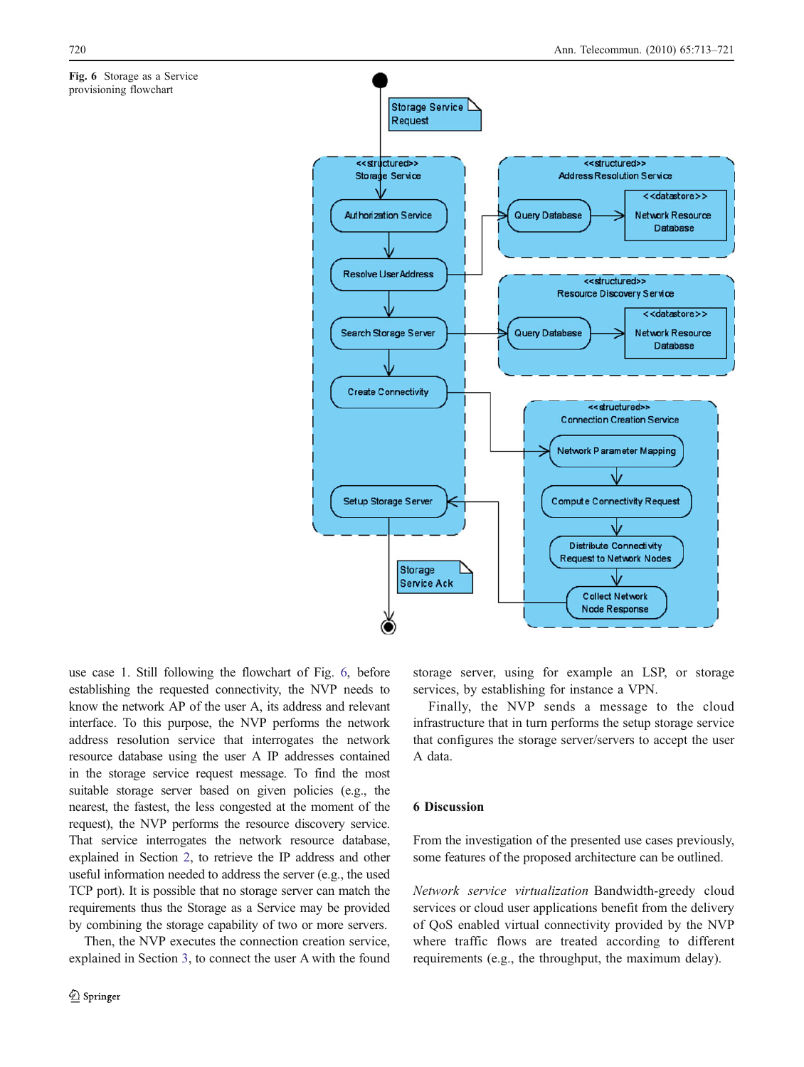**Fig. 6** Storage as a Service provisioning flowchart

use case 1. Still following the flowchart of Fig. 6, before establishing the requested connectivity, the NVP needs to know the network AP of the user A, its address and relevant interface. To this purpose, the NVP performs the network address resolution service that interrogates the network resource database using the user A IP addresses contained in the storage service request message. To find the most suitable storage server based on given policies (e.g., the nearest, the fastest, the less congested at the moment of the request), the NVP performs the resource discovery service. That service interrogates the network resource database, explained in Section 2, to retrieve the IP address and other useful information needed to address the server (e.g., the used TCP port). It is possible that no storage server can match the requirements thus the Storage as a Service may be provided by combining the storage capability of two or more servers.

Then, the NVP executes the connection creation service, explained in Section 3, to connect the user A with the found storage server, using for example an LSP, or storage services, by establishing for instance a VPN.

Finally, the NVP sends a message to the cloud infrastructure that in turn performs the setup storage service that configures the storage server/servers to accept the user A data.

## 6 Discussion

From the investigation of the presented use cases previously, some features of the proposed architecture can be outlined.

*Network service virtualization* Bandwidth-greedy cloud services or cloud user applications benefit from the delivery of QoS enabled virtual connectivity provided by the NVP where traffic flows are treated according to different requirements (e.g., the throughput, the maximum delay).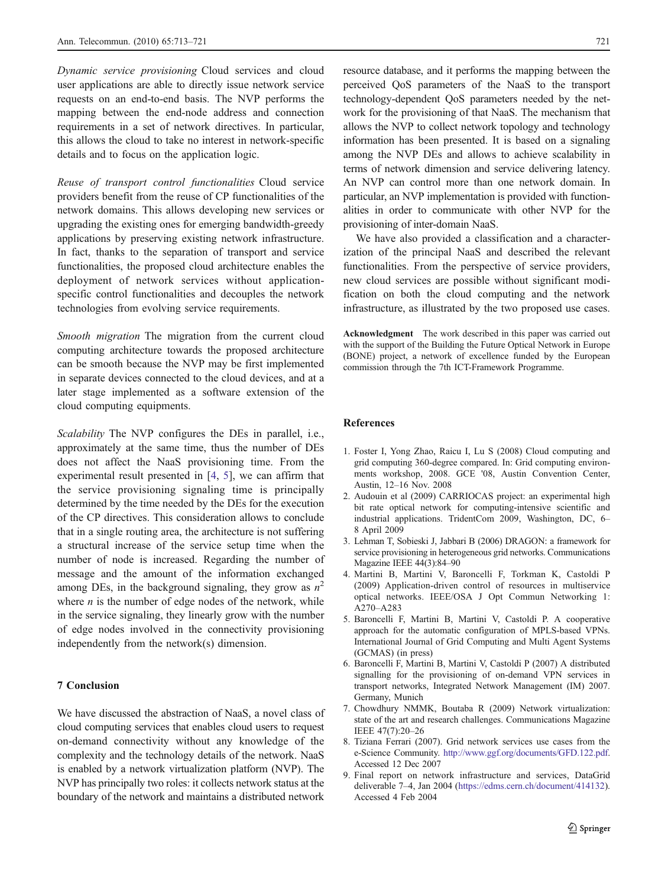*Dynamic service provisioning* Cloud services and cloud user applications are able to directly issue network service requests on an end-to-end basis. The NVP performs the mapping between the end-node address and connection requirements in a set of network directives. In particular, this allows the cloud to take no interest in network-specific details and to focus on the application logic.

*Reuse of transport control functionalities* Cloud service providers benefit from the reuse of CP functionalities of the network domains. This allows developing new services or upgrading the existing ones for emerging bandwidth-greedy applications by preserving existing network infrastructure. In fact, thanks to the separation of transport and service functionalities, the proposed cloud architecture enables the deployment of network services without application-specific control functionalities and decouples the network technologies from evolving service requirements.

*Smooth migration* The migration from the current cloud computing architecture towards the proposed architecture can be smooth because the NVP may be first implemented in separate devices connected to the cloud devices, and at a later stage implemented as a software extension of the cloud computing equipments.

*Scalability* The NVP configures the DEs in parallel, i.e., approximately at the same time, thus the number of DEs does not affect the NaaS provisioning time. From the experimental result presented in [4, 5], we can affirm that the service provisioning signaling time is principally determined by the time needed by the DEs for the execution of the CP directives. This consideration allows to conclude that in a single routing area, the architecture is not suffering a structural increase of the service setup time when the number of node is increased. Regarding the number of message and the amount of the information exchanged among DEs, in the background signaling, they grow as $n^2$ where $n$ is the number of edge nodes of the network, while in the service signaling, they linearly grow with the number of edge nodes involved in the connectivity provisioning independently from the network(s) dimension.

## 7 Conclusion

We have discussed the abstraction of NaaS, a novel class of cloud computing services that enables cloud users to request on-demand connectivity without any knowledge of the complexity and the technology details of the network. NaaS is enabled by a network virtualization platform (NVP). The NVP has principally two roles: it collects network status at the boundary of the network and maintains a distributed network resource database, and it performs the mapping between the perceived QoS parameters of the NaaS to the transport technology-dependent QoS parameters needed by the network for the provisioning of that NaaS. The mechanism that allows the NVP to collect network topology and technology information has been presented. It is based on a signaling among the NVP DEs and allows to achieve scalability in terms of network dimension and service delivering latency. An NVP can control more than one network domain. In particular, an NVP implementation is provided with functionalities in order to communicate with other NVP for the provisioning of inter-domain NaaS.

We have also provided a classification and a characterization of the principal NaaS and described the relevant functionalities. From the perspective of service providers, new cloud services are possible without significant modification on both the cloud computing and the network infrastructure, as illustrated by the two proposed use cases.

**Acknowledgment** The work described in this paper was carried out with the support of the Building the Future Optical Network in Europe (BONE) project, a network of excellence funded by the European commission through the 7th ICT-Framework Programme.

## References

1. Foster I, Yong Zhao, Raicu I, Lu S (2008) Cloud computing and grid computing 360-degree compared. In: Grid computing environments workshop, 2008. GCE '08, Austin Convention Center, Austin, 12–16 Nov. 2008
2. Audouin et al (2009) CARRIOCAS project: an experimental high bit rate optical network for computing-intensive scientific and industrial applications. TridentCom 2009, Washington, DC, 6–8 April 2009
3. Lehman T, Sobieski J, Jabbari B (2006) DRAGON: a framework for service provisioning in heterogeneous grid networks. Communications Magazine IEEE 44(3):84–90
4. Martini B, Martini V, Baroncelli F, Torkman K, Castoldi P (2009) Application-driven control of resources in multiservice optical networks. IEEE/OSA J Opt Commun Networking 1: A270–A283
5. Baroncelli F, Martini B, Martini V, Castoldi P. A cooperative approach for the automatic configuration of MPLS-based VPNs. International Journal of Grid Computing and Multi Agent Systems (GCMAS) (in press)
6. Baroncelli F, Martini B, Martini V, Castoldi P (2007) A distributed signalling for the provisioning of on-demand VPN services in transport networks, Integrated Network Management (IM) 2007. Germany, Munich
7. Chowdhury NMMK, Boutaba R (2009) Network virtualization: state of the art and research challenges. Communications Magazine IEEE 47(7):20–26
8. Tiziana Ferrari (2007). Grid network services use cases from the e-Science Community. http://www.ggf.org/documents/GFD.122.pdf. Accessed 12 Dec 2007
9. Final report on network infrastructure and services, DataGrid deliverable 7–4, Jan 2004 (https://edms.cern.ch/document/414132). Accessed 4 Feb 2004